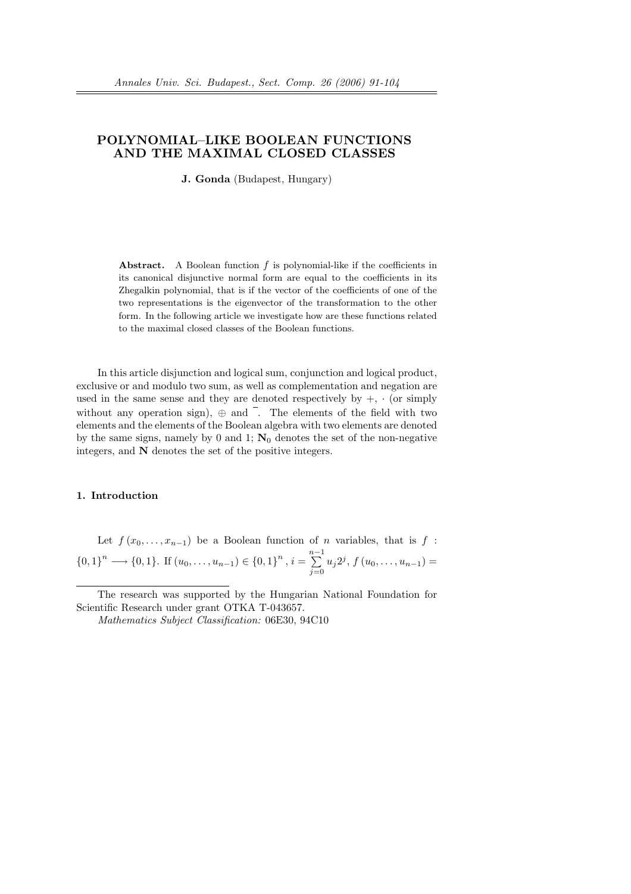# POLYNOMIAL–LIKE BOOLEAN FUNCTIONS AND THE MAXIMAL CLOSED CLASSES

**J. Gonda** (Budapest, Hungary)

> **Abstract.** A Boolean function $f$ is polynomial-like if the coefficients in its canonical disjunctive normal form are equal to the coefficients in its Zhegalkin polynomial, that is if the vector of the coefficients of one of the two representations is the eigenvector of the transformation to the other form. In the following article we investigate how are these functions related to the maximal closed classes of the Boolean functions.

In this article disjunction and logical sum, conjunction and logical product, exclusive or and modulo two sum, as well as complementation and negation are used in the same sense and they are denoted respectively by $+$, $\cdot$ (or simply without any operation sign), $\oplus$ and $\bar{\ }$. The elements of the field with two elements and the elements of the Boolean algebra with two elements are denoted by the same signs, namely by 0 and 1; $\mathbf{N}_0$ denotes the set of the non-negative integers, and $\mathbf{N}$ denotes the set of the positive integers.

## 1. Introduction

Let $f(x_0, \ldots, x_{n-1})$ be a Boolean function of $n$ variables, that is $f : \{0,1\}^n \longrightarrow \{0,1\}$. If $(u_0, \ldots, u_{n-1}) \in \{0,1\}^n$, $i = \sum_{j=0}^{n-1} u_j 2^j$, $f(u_0, \ldots, u_{n-1}) =$

---

The research was supported by the Hungarian National Foundation for Scientific Research under grant OTKA T-043657.

*Mathematics Subject Classification:* 06E30, 94C10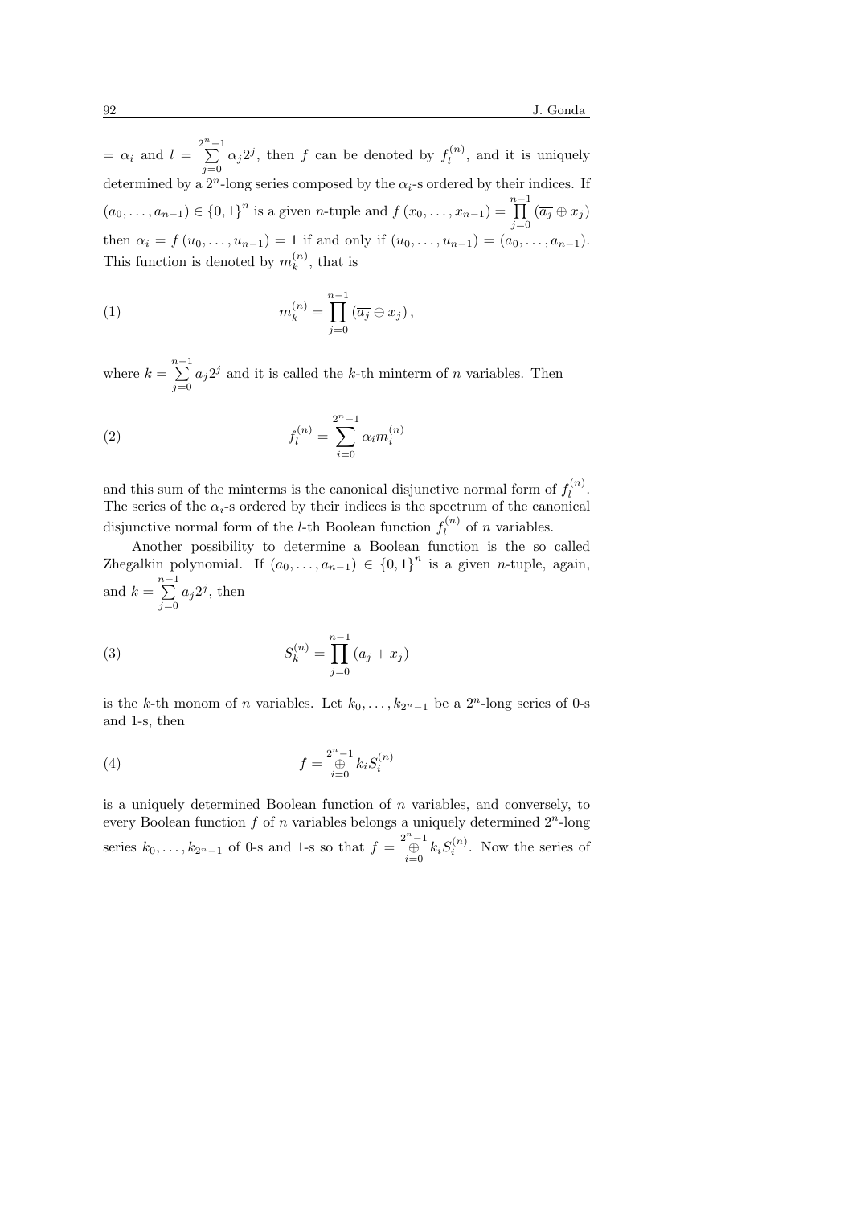$= \alpha_i$ and $l = \sum\limits_{j=0}^{2^n-1} \alpha_j 2^j$, then $f$ can be denoted by $f_l^{(n)}$, and it is uniquely determined by a $2^n$-long series composed by the $\alpha_i$-s ordered by their indices. If $(a_0, \ldots, a_{n-1}) \in \{0,1\}^n$ is a given $n$-tuple and $f(x_0, \ldots, x_{n-1}) = \prod\limits_{j=0}^{n-1} (\overline{a_j} \oplus x_j)$ then $\alpha_i = f(u_0, \ldots, u_{n-1}) = 1$ if and only if $(u_0, \ldots, u_{n-1}) = (a_0, \ldots, a_{n-1})$. This function is denoted by $m_k^{(n)}$, that is

$$m_k^{(n)} = \prod_{j=0}^{n-1} (\overline{a_j} \oplus x_j), \tag{1}$$

where $k = \sum\limits_{j=0}^{n-1} a_j 2^j$ and it is called the $k$-th minterm of $n$ variables. Then

$$f_l^{(n)} = \sum_{i=0}^{2^n-1} \alpha_i m_i^{(n)} \tag{2}$$

and this sum of the minterms is the canonical disjunctive normal form of $f_l^{(n)}$. The series of the $\alpha_i$-s ordered by their indices is the spectrum of the canonical disjunctive normal form of the $l$-th Boolean function $f_l^{(n)}$ of $n$ variables.

Another possibility to determine a Boolean function is the so called Zhegalkin polynomial. If $(a_0, \ldots, a_{n-1}) \in \{0,1\}^n$ is a given $n$-tuple, again, and $k = \sum\limits_{j=0}^{n-1} a_j 2^j$, then

$$S_k^{(n)} = \prod_{j=0}^{n-1} (\overline{a_j} + x_j) \tag{3}$$

is the $k$-th monom of $n$ variables. Let $k_0, \ldots, k_{2^n-1}$ be a $2^n$-long series of 0-s and 1-s, then

$$f = \bigoplus_{i=0}^{2^n-1} k_i S_i^{(n)} \tag{4}$$

is a uniquely determined Boolean function of $n$ variables, and conversely, to every Boolean function $f$ of $n$ variables belongs a uniquely determined $2^n$-long series $k_0, \ldots, k_{2^n-1}$ of 0-s and 1-s so that $f = \bigoplus\limits_{i=0}^{2^n-1} k_i S_i^{(n)}$. Now the series of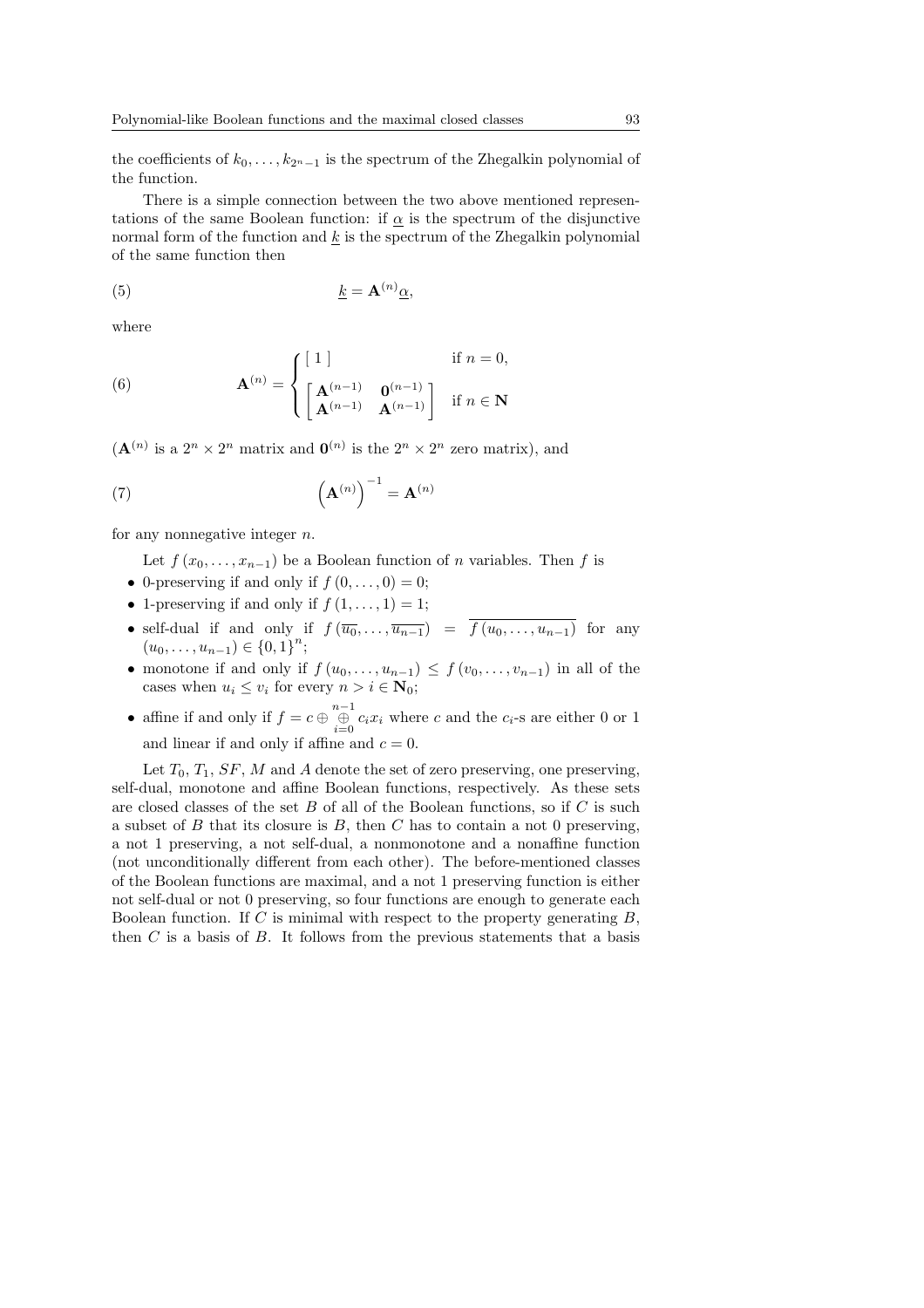the coefficients of $k_0, \ldots, k_{2^n-1}$ is the spectrum of the Zhegalkin polynomial of the function.

There is a simple connection between the two above mentioned representations of the same Boolean function: if $\underline{\alpha}$ is the spectrum of the disjunctive normal form of the function and $\underline{k}$ is the spectrum of the Zhegalkin polynomial of the same function then

$$\underline{k} = \mathbf{A}^{(n)} \underline{\alpha}, \tag{5}$$

where

$$\mathbf{A}^{(n)} = \begin{cases} [\,1\,] & \text{if } n = 0, \\ \begin{bmatrix} \mathbf{A}^{(n-1)} & \mathbf{0}^{(n-1)} \\ \mathbf{A}^{(n-1)} & \mathbf{A}^{(n-1)} \end{bmatrix} & \text{if } n \in \mathbf{N} \end{cases} \tag{6}$$

($\mathbf{A}^{(n)}$ is a $2^n \times 2^n$ matrix and $\mathbf{0}^{(n)}$ is the $2^n \times 2^n$ zero matrix), and

$$\left(\mathbf{A}^{(n)}\right)^{-1} = \mathbf{A}^{(n)} \tag{7}$$

for any nonnegative integer $n$.

Let $f(x_0, \ldots, x_{n-1})$ be a Boolean function of $n$ variables. Then $f$ is

- 0-preserving if and only if $f(0, \ldots, 0) = 0$;
- 1-preserving if and only if $f(1, \ldots, 1) = 1$;
- self-dual if and only if $f(\overline{u_0}, \ldots, \overline{u_{n-1}}) = \overline{f(u_0, \ldots, u_{n-1})}$ for any $(u_0, \ldots, u_{n-1}) \in \{0,1\}^n$;
- monotone if and only if $f(u_0, \ldots, u_{n-1}) \leq f(v_0, \ldots, v_{n-1})$ in all of the cases when $u_i \leq v_i$ for every $n > i \in \mathbf{N}_0$;
- affine if and only if $f = c \oplus \overset{n-1}{\underset{i=0}{\oplus}} c_i x_i$ where $c$ and the $c_i$-s are either 0 or 1 and linear if and only if affine and $c = 0$.

Let $T_0$, $T_1$, $SF$, $M$ and $A$ denote the set of zero preserving, one preserving, self-dual, monotone and affine Boolean functions, respectively. As these sets are closed classes of the set $B$ of all of the Boolean functions, so if $C$ is such a subset of $B$ that its closure is $B$, then $C$ has to contain a not 0 preserving, a not 1 preserving, a not self-dual, a nonmonotone and a nonaffine function (not unconditionally different from each other). The before-mentioned classes of the Boolean functions are maximal, and a not 1 preserving function is either not self-dual or not 0 preserving, so four functions are enough to generate each Boolean function. If $C$ is minimal with respect to the property generating $B$, then $C$ is a basis of $B$. It follows from the previous statements that a basis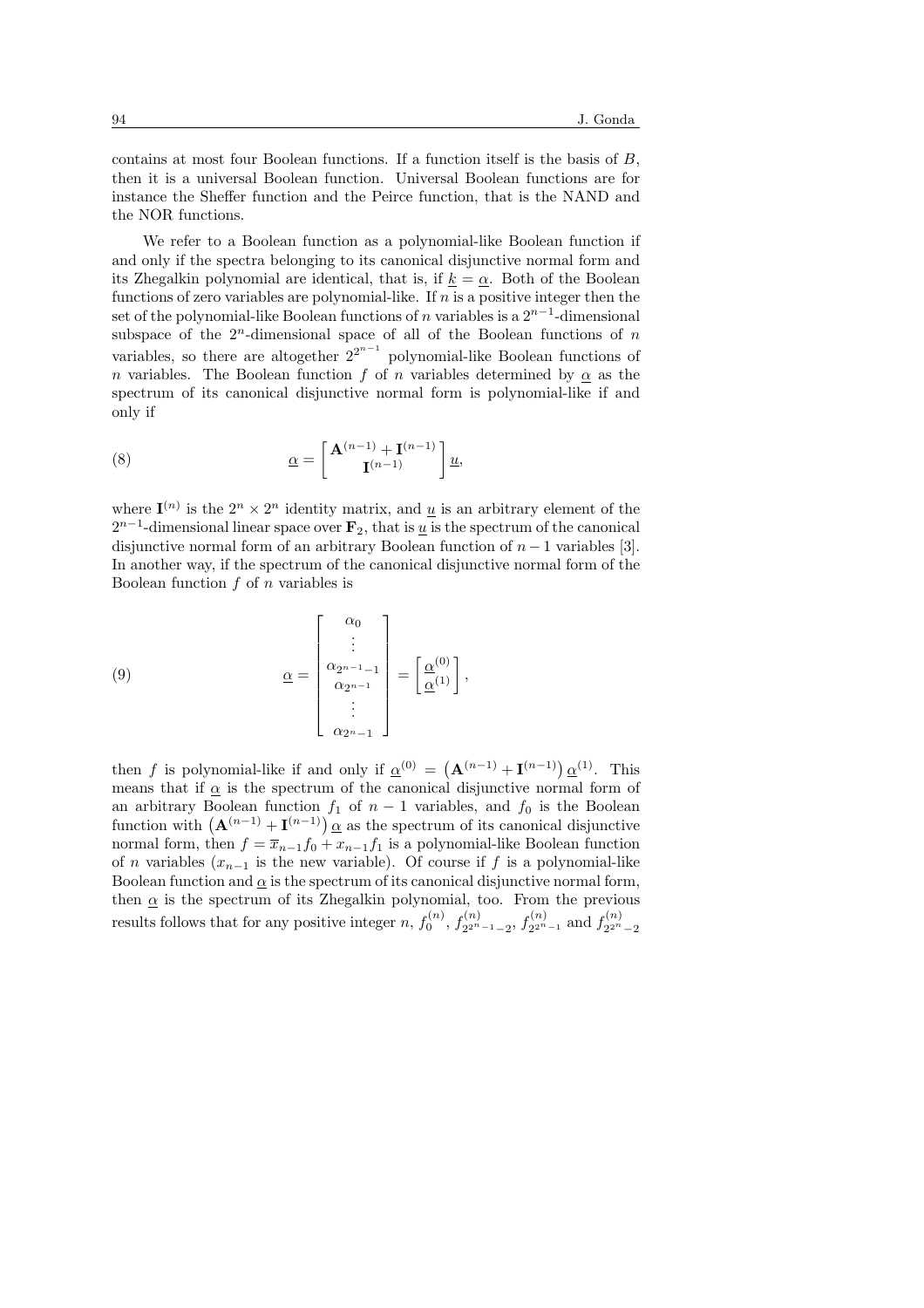contains at most four Boolean functions. If a function itself is the basis of $B$, then it is a universal Boolean function. Universal Boolean functions are for instance the Sheffer function and the Peirce function, that is the NAND and the NOR functions.

We refer to a Boolean function as a polynomial-like Boolean function if and only if the spectra belonging to its canonical disjunctive normal form and its Zhegalkin polynomial are identical, that is, if $\underline{k} = \underline{\alpha}$. Both of the Boolean functions of zero variables are polynomial-like. If $n$ is a positive integer then the set of the polynomial-like Boolean functions of $n$ variables is a $2^{n-1}$-dimensional subspace of the $2^n$-dimensional space of all of the Boolean functions of $n$ variables, so there are altogether $2^{2^{n-1}}$ polynomial-like Boolean functions of $n$ variables. The Boolean function $f$ of $n$ variables determined by $\underline{\alpha}$ as the spectrum of its canonical disjunctive normal form is polynomial-like if and only if

$$\underline{\alpha} = \begin{bmatrix} \mathbf{A}^{(n-1)} + \mathbf{I}^{(n-1)} \\ \mathbf{I}^{(n-1)} \end{bmatrix} \underline{u}, \tag{8}$$

where $\mathbf{I}^{(n)}$ is the $2^n \times 2^n$ identity matrix, and $\underline{u}$ is an arbitrary element of the $2^{n-1}$-dimensional linear space over $\mathbf{F}_2$, that is $\underline{u}$ is the spectrum of the canonical disjunctive normal form of an arbitrary Boolean function of $n-1$ variables [3]. In another way, if the spectrum of the canonical disjunctive normal form of the Boolean function $f$ of $n$ variables is

$$\underline{\alpha} = \begin{bmatrix} \alpha_0 \\ \vdots \\ \alpha_{2^{n-1}-1} \\ \alpha_{2^{n-1}} \\ \vdots \\ \alpha_{2^n-1} \end{bmatrix} = \begin{bmatrix} \underline{\alpha}^{(0)} \\ \underline{\alpha}^{(1)} \end{bmatrix}, \tag{9}$$

then $f$ is polynomial-like if and only if $\underline{\alpha}^{(0)} = \left(\mathbf{A}^{(n-1)} + \mathbf{I}^{(n-1)}\right) \underline{\alpha}^{(1)}$. This means that if $\underline{\alpha}$ is the spectrum of the canonical disjunctive normal form of an arbitrary Boolean function $f_1$ of $n-1$ variables, and $f_0$ is the Boolean function with $\left(\mathbf{A}^{(n-1)} + \mathbf{I}^{(n-1)}\right) \underline{\alpha}$ as the spectrum of its canonical disjunctive normal form, then $f = \overline{x}_{n-1} f_0 + x_{n-1} f_1$ is a polynomial-like Boolean function of $n$ variables ($x_{n-1}$ is the new variable). Of course if $f$ is a polynomial-like Boolean function and $\underline{\alpha}$ is the spectrum of its canonical disjunctive normal form, then $\underline{\alpha}$ is the spectrum of its Zhegalkin polynomial, too. From the previous results follows that for any positive integer $n$, $f_0^{(n)}$, $f_{2^{2^n-1}-2}^{(n)}$, $f_{2^{2^n-1}}^{(n)}$ and $f_{2^{2^n}-2}^{(n)}$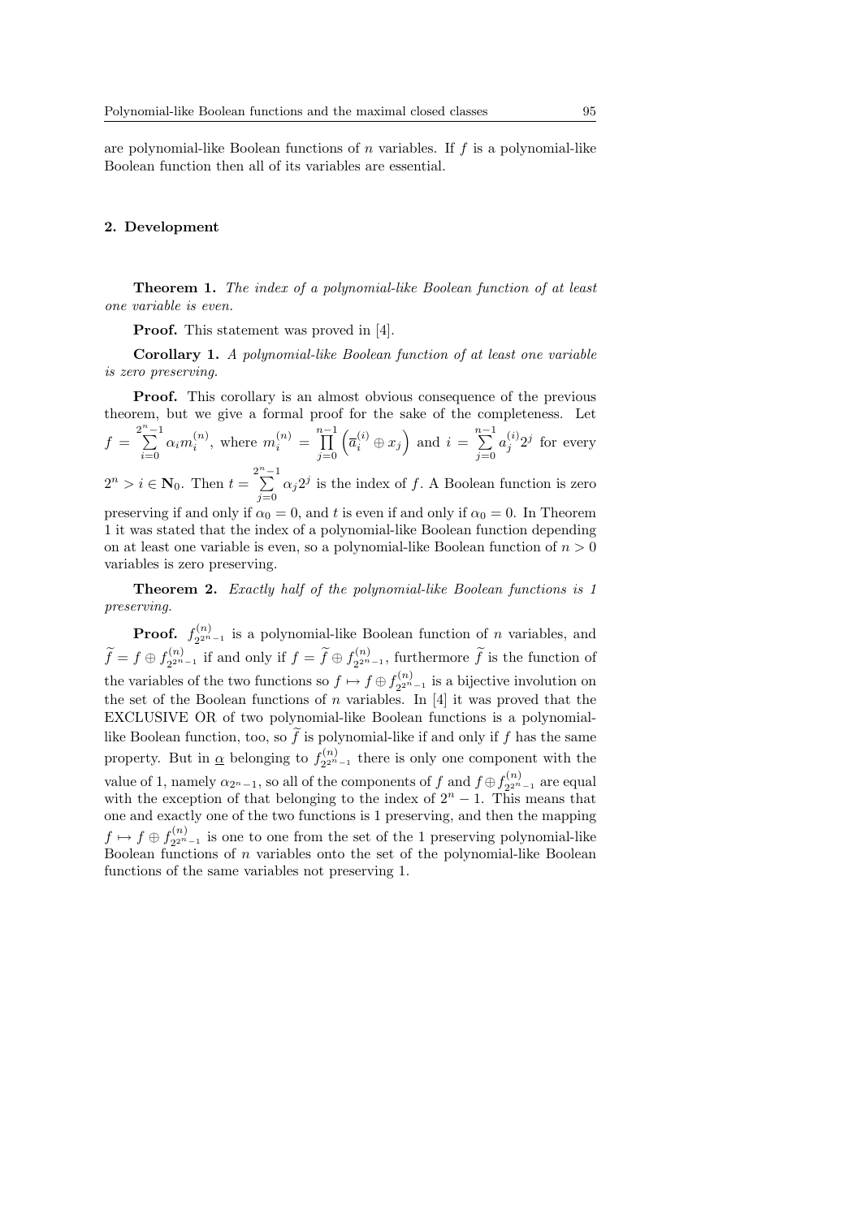are polynomial-like Boolean functions of $n$ variables. If $f$ is a polynomial-like Boolean function then all of its variables are essential.

## 2. Development

**Theorem 1.** *The index of a polynomial-like Boolean function of at least one variable is even.*

**Proof.** This statement was proved in [4].

**Corollary 1.** *A polynomial-like Boolean function of at least one variable is zero preserving.*

**Proof.** This corollary is an almost obvious consequence of the previous theorem, but we give a formal proof for the sake of the completeness. Let $f = \sum_{i=0}^{2^n-1} \alpha_i m_i^{(n)}$, where $m_i^{(n)} = \prod_{j=0}^{n-1} \left( \overline{a}_i^{(i)} \oplus x_j \right)$ and $i = \sum_{j=0}^{n-1} a_j^{(i)} 2^j$ for every $2^n > i \in \mathbf{N}_0$. Then $t = \sum_{j=0}^{2^n-1} \alpha_j 2^j$ is the index of $f$. A Boolean function is zero preserving if and only if $\alpha_0 = 0$, and $t$ is even if and only if $\alpha_0 = 0$. In Theorem 1 it was stated that the index of a polynomial-like Boolean function depending on at least one variable is even, so a polynomial-like Boolean function of $n > 0$ variables is zero preserving.

**Theorem 2.** *Exactly half of the polynomial-like Boolean functions is 1 preserving.*

**Proof.** $f_{2^{2^n}-1}^{(n)}$ is a polynomial-like Boolean function of $n$ variables, and $\widetilde{f} = f \oplus f_{2^{2^n}-1}^{(n)}$ if and only if $f = \widetilde{f} \oplus f_{2^{2^n}-1}^{(n)}$, furthermore $\widetilde{f}$ is the function of the variables of the two functions so $f \mapsto f \oplus f_{2^{2^n}-1}^{(n)}$ is a bijective involution on the set of the Boolean functions of $n$ variables. In [4] it was proved that the EXCLUSIVE OR of two polynomial-like Boolean functions is a polynomial-like Boolean function, too, so $\widetilde{f}$ is polynomial-like if and only if $f$ has the same property. But in $\underline{\alpha}$ belonging to $f_{2^{2^n}-1}^{(n)}$ there is only one component with the value of 1, namely $\alpha_{2^n-1}$, so all of the components of $f$ and $f \oplus f_{2^{2^n}-1}^{(n)}$ are equal with the exception of that belonging to the index of $2^n - 1$. This means that one and exactly one of the two functions is 1 preserving, and then the mapping $f \mapsto f \oplus f_{2^{2^n}-1}^{(n)}$ is one to one from the set of the 1 preserving polynomial-like Boolean functions of $n$ variables onto the set of the polynomial-like Boolean functions of the same variables not preserving 1.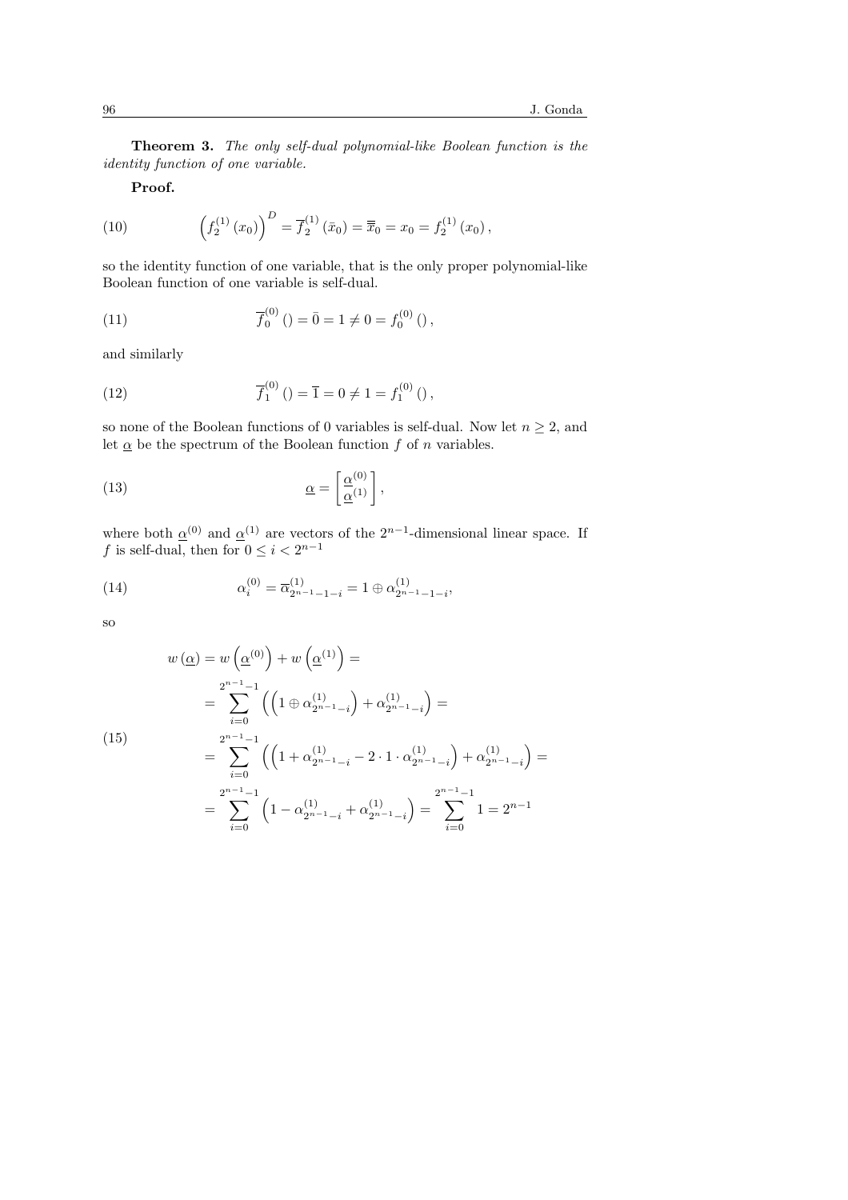**Theorem 3.** *The only self-dual polynomial-like Boolean function is the identity function of one variable.*

**Proof.**

$$\left(f_2^{(1)}\left(x_0\right)\right)^D = \overline{f}_2^{(1)}\left(\bar{x}_0\right) = \overline{\overline{x}}_0 = x_0 = f_2^{(1)}\left(x_0\right), \tag{10}$$

so the identity function of one variable, that is the only proper polynomial-like Boolean function of one variable is self-dual.

$$\overline{f}_0^{(0)}\left(\right) = \bar{0} = 1 \neq 0 = f_0^{(0)}\left(\right), \tag{11}$$

and similarly

$$\overline{f}_1^{(0)}\left(\right) = \overline{1} = 0 \neq 1 = f_1^{(0)}\left(\right), \tag{12}$$

so none of the Boolean functions of 0 variables is self-dual. Now let $n \geq 2$, and let $\underline{\alpha}$ be the spectrum of the Boolean function $f$ of $n$ variables.

$$\underline{\alpha} = \left[\frac{\underline{\alpha}^{(0)}}{\underline{\alpha}^{(1)}}\right], \tag{13}$$

where both $\underline{\alpha}^{(0)}$ and $\underline{\alpha}^{(1)}$ are vectors of the $2^{n-1}$-dimensional linear space. If $f$ is self-dual, then for $0 \leq i < 2^{n-1}$

$$\alpha_i^{(0)} = \overline{\alpha}_{2^{n-1}-1-i}^{(1)} = 1 \oplus \alpha_{2^{n-1}-1-i}^{(1)}, \tag{14}$$

so

$$\begin{aligned} w\left(\underline{\alpha}\right) &= w\left(\underline{\alpha}^{(0)}\right) + w\left(\underline{\alpha}^{(1)}\right) = \\ &= \sum_{i=0}^{2^{n-1}-1}\left(\left(1 \oplus \alpha_{2^{n-1}-i}^{(1)}\right) + \alpha_{2^{n-1}-i}^{(1)}\right) = \\ &= \sum_{i=0}^{2^{n-1}-1}\left(\left(1 + \alpha_{2^{n-1}-i}^{(1)} - 2 \cdot 1 \cdot \alpha_{2^{n-1}-i}^{(1)}\right) + \alpha_{2^{n-1}-i}^{(1)}\right) = \\ &= \sum_{i=0}^{2^{n-1}-1}\left(1 - \alpha_{2^{n-1}-i}^{(1)} + \alpha_{2^{n-1}-i}^{(1)}\right) = \sum_{i=0}^{2^{n-1}-1} 1 = 2^{n-1} \end{aligned} \tag{15}$$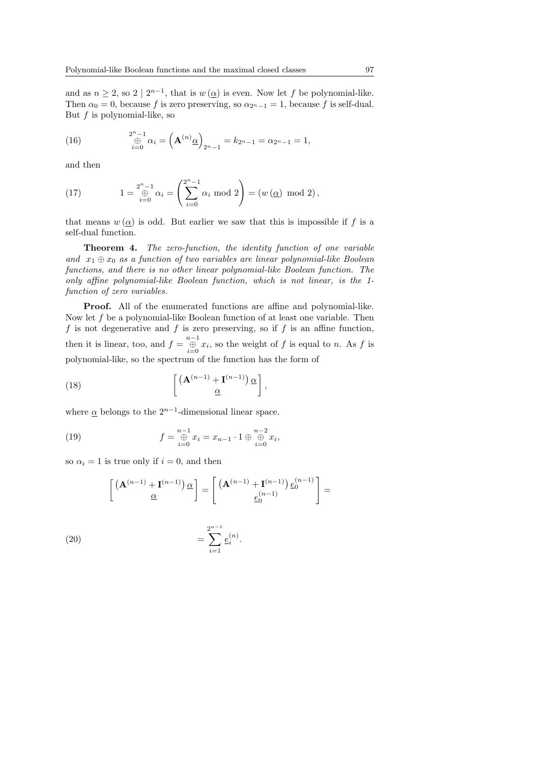and as $n \geq 2$, so $2 \mid 2^{n-1}$, that is $w(\underline{\alpha})$ is even. Now let $f$ be polynomial-like. Then $\alpha_0 = 0$, because $f$ is zero preserving, so $\alpha_{2^n-1} = 1$, because $f$ is self-dual. But $f$ is polynomial-like, so

$$\underset{i=0}{\overset{2^n-1}{\oplus}} \alpha_i = \left(\mathbf{A}^{(n)}\underline{\alpha}\right)_{2^n-1} = k_{2^n-1} = \alpha_{2^n-1} = 1, \tag{16}$$

and then

$$1 = \underset{i=0}{\overset{2^n-1}{\oplus}} \alpha_i = \left(\sum_{i=0}^{2^n-1} \alpha_i \bmod 2\right) = \left(w(\underline{\alpha}) \bmod 2\right), \tag{17}$$

that means $w(\underline{\alpha})$ is odd. But earlier we saw that this is impossible if $f$ is a self-dual function.

**Theorem 4.** *The zero-function, the identity function of one variable and $x_1 \oplus x_0$ as a function of two variables are linear polynomial-like Boolean functions, and there is no other linear polynomial-like Boolean function. The only affine polynomial-like Boolean function, which is not linear, is the 1-function of zero variables.*

**Proof.** All of the enumerated functions are affine and polynomial-like. Now let $f$ be a polynomial-like Boolean function of at least one variable. Then $f$ is not degenerative and $f$ is zero preserving, so if $f$ is an affine function, then it is linear, too, and $f = \underset{i=0}{\overset{n-1}{\oplus}} x_i$, so the weight of $f$ is equal to $n$. As $f$ is polynomial-like, so the spectrum of the function has the form of

$$\begin{bmatrix} \left(\mathbf{A}^{(n-1)} + \mathbf{I}^{(n-1)}\right)\underline{\alpha} \\ \underline{\alpha} \end{bmatrix}, \tag{18}$$

where $\underline{\alpha}$ belongs to the $2^{n-1}$-dimensional linear space.

$$f = \underset{i=0}{\overset{n-1}{\oplus}} x_i = x_{n-1} \cdot 1 \oplus \underset{i=0}{\overset{n-2}{\oplus}} x_i, \tag{19}$$

so $\alpha_i = 1$ is true only if $i = 0$, and then

$$\begin{bmatrix} \left(\mathbf{A}^{(n-1)} + \mathbf{I}^{(n-1)}\right)\underline{\alpha} \\ \underline{\alpha} \end{bmatrix} = \begin{bmatrix} \left(\mathbf{A}^{(n-1)} + \mathbf{I}^{(n-1)}\right)\underline{e}_0^{(n-1)} \\ \underline{e}_0^{(n-1)} \end{bmatrix} =$$

$$= \sum_{i=1}^{2^{n-1}} \underline{e}_i^{(n)}. \tag{20}$$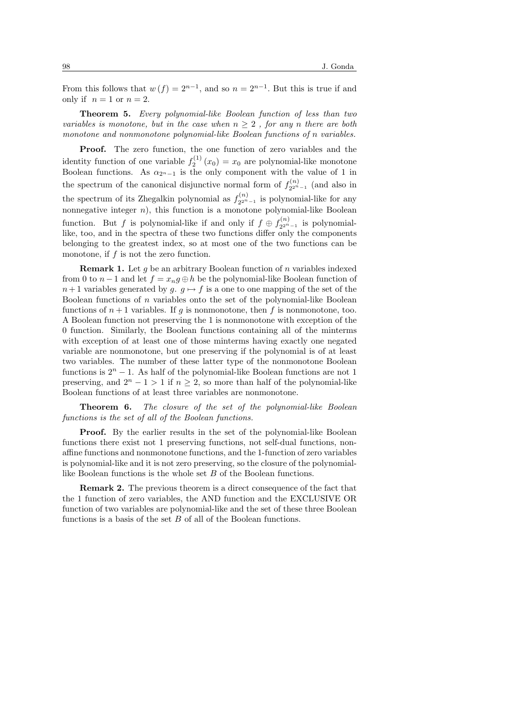From this follows that $w(f) = 2^{n-1}$, and so $n = 2^{n-1}$. But this is true if and only if $n = 1$ or $n = 2$.

**Theorem 5.** *Every polynomial-like Boolean function of less than two variables is monotone, but in the case when $n \geq 2$, for any $n$ there are both monotone and nonmonotone polynomial-like Boolean functions of $n$ variables.*

**Proof.** The zero function, the one function of zero variables and the identity function of one variable $f_2^{(1)}(x_0) = x_0$ are polynomial-like monotone Boolean functions. As $\alpha_{2^n-1}$ is the only component with the value of 1 in the spectrum of the canonical disjunctive normal form of $f_{2^{2^n}-1}^{(n)}$ (and also in the spectrum of its Zhegalkin polynomial as $f_{2^{2^n}-1}^{(n)}$ is polynomial-like for any nonnegative integer $n$), this function is a monotone polynomial-like Boolean function. But $f$ is polynomial-like if and only if $f \oplus f_{2^{2^n}-1}^{(n)}$ is polynomial-like, too, and in the spectra of these two functions differ only the components belonging to the greatest index, so at most one of the two functions can be monotone, if $f$ is not the zero function.

**Remark 1.** Let $g$ be an arbitrary Boolean function of $n$ variables indexed from 0 to $n-1$ and let $f = x_n g \oplus h$ be the polynomial-like Boolean function of $n+1$ variables generated by $g$. $g \mapsto f$ is a one to one mapping of the set of the Boolean functions of $n$ variables onto the set of the polynomial-like Boolean functions of $n+1$ variables. If $g$ is nonmonotone, then $f$ is nonmonotone, too. A Boolean function not preserving the 1 is nonmonotone with exception of the 0 function. Similarly, the Boolean functions containing all of the minterms with exception of at least one of those minterms having exactly one negated variable are nonmonotone, but one preserving if the polynomial is of at least two variables. The number of these latter type of the nonmonotone Boolean functions is $2^n - 1$. As half of the polynomial-like Boolean functions are not 1 preserving, and $2^n - 1 > 1$ if $n \geq 2$, so more than half of the polynomial-like Boolean functions of at least three variables are nonmonotone.

**Theorem 6.** *The closure of the set of the polynomial-like Boolean functions is the set of all of the Boolean functions.*

**Proof.** By the earlier results in the set of the polynomial-like Boolean functions there exist not 1 preserving functions, not self-dual functions, non-affine functions and nonmonotone functions, and the 1-function of zero variables is polynomial-like and it is not zero preserving, so the closure of the polynomial-like Boolean functions is the whole set $B$ of the Boolean functions.

**Remark 2.** The previous theorem is a direct consequence of the fact that the 1 function of zero variables, the AND function and the EXCLUSIVE OR function of two variables are polynomial-like and the set of these three Boolean functions is a basis of the set $B$ of all of the Boolean functions.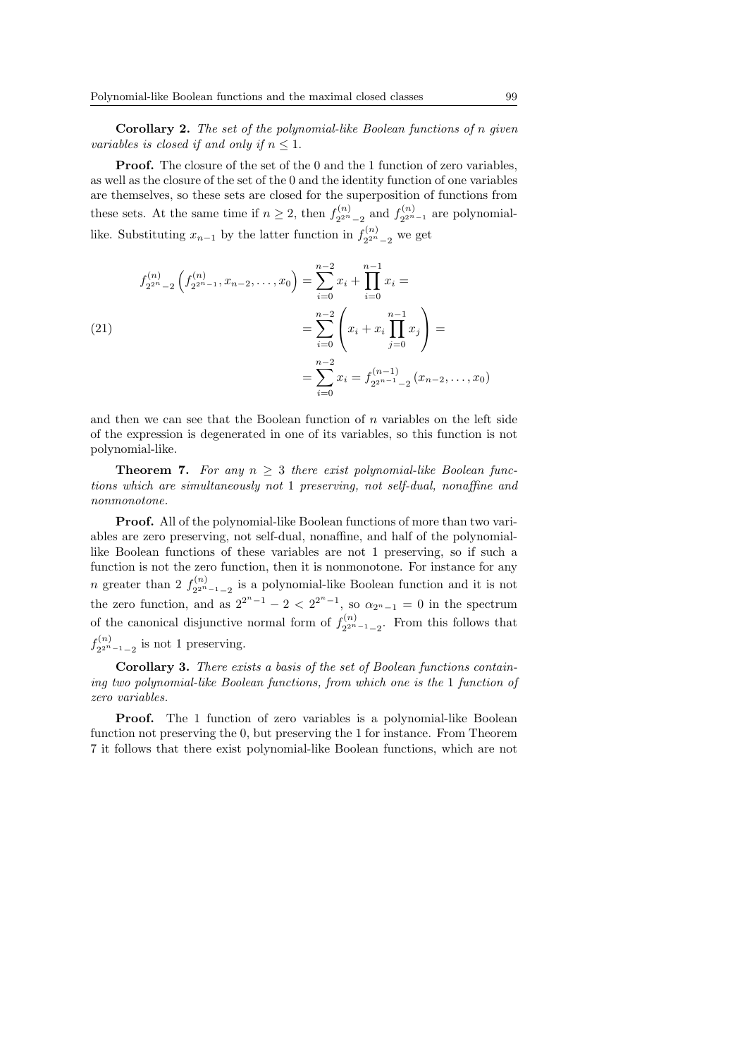**Corollary 2.** *The set of the polynomial-like Boolean functions of $n$ given variables is closed if and only if $n \leq 1$.*

**Proof.** The closure of the set of the 0 and the 1 function of zero variables, as well as the closure of the set of the 0 and the identity function of one variables are themselves, so these sets are closed for the superposition of functions from these sets. At the same time if $n \geq 2$, then $f^{(n)}_{2^{2^n}-2}$ and $f^{(n)}_{2^{2^n}-1}$ are polynomial-like. Substituting $x_{n-1}$ by the latter function in $f^{(n)}_{2^{2^n}-2}$ we get

$$
\begin{aligned}
f^{(n)}_{2^{2^n}-2}\left(f^{(n)}_{2^{2^n}-1}, x_{n-2}, \ldots, x_0\right) &= \sum_{i=0}^{n-2} x_i + \prod_{i=0}^{n-1} x_i = \\
&= \sum_{i=0}^{n-2}\left(x_i + x_i \prod_{j=0}^{n-1} x_j\right) = \\
&= \sum_{i=0}^{n-2} x_i = f^{(n-1)}_{2^{2^{n-1}}-2}\left(x_{n-2}, \ldots, x_0\right)
\end{aligned}
\tag{21}
$$

and then we can see that the Boolean function of $n$ variables on the left side of the expression is degenerated in one of its variables, so this function is not polynomial-like.

**Theorem 7.** *For any $n \geq 3$ there exist polynomial-like Boolean functions which are simultaneously not 1 preserving, not self-dual, nonaffine and nonmonotone.*

**Proof.** All of the polynomial-like Boolean functions of more than two variables are zero preserving, not self-dual, nonaffine, and half of the polynomial-like Boolean functions of these variables are not 1 preserving, so if such a function is not the zero function, then it is nonmonotone. For instance for any $n$ greater than 2 $f^{(n)}_{2^{2^n-1}-2}$ is a polynomial-like Boolean function and it is not the zero function, and as $2^{2^n-1} - 2 < 2^{2^n-1}$, so $\alpha_{2^n-1} = 0$ in the spectrum of the canonical disjunctive normal form of $f^{(n)}_{2^{2^n-1}-2}$. From this follows that $f^{(n)}_{2^{2^n-1}-2}$ is not 1 preserving.

**Corollary 3.** *There exists a basis of the set of Boolean functions containing two polynomial-like Boolean functions, from which one is the 1 function of zero variables.*

**Proof.** The 1 function of zero variables is a polynomial-like Boolean function not preserving the 0, but preserving the 1 for instance. From Theorem 7 it follows that there exist polynomial-like Boolean functions, which are not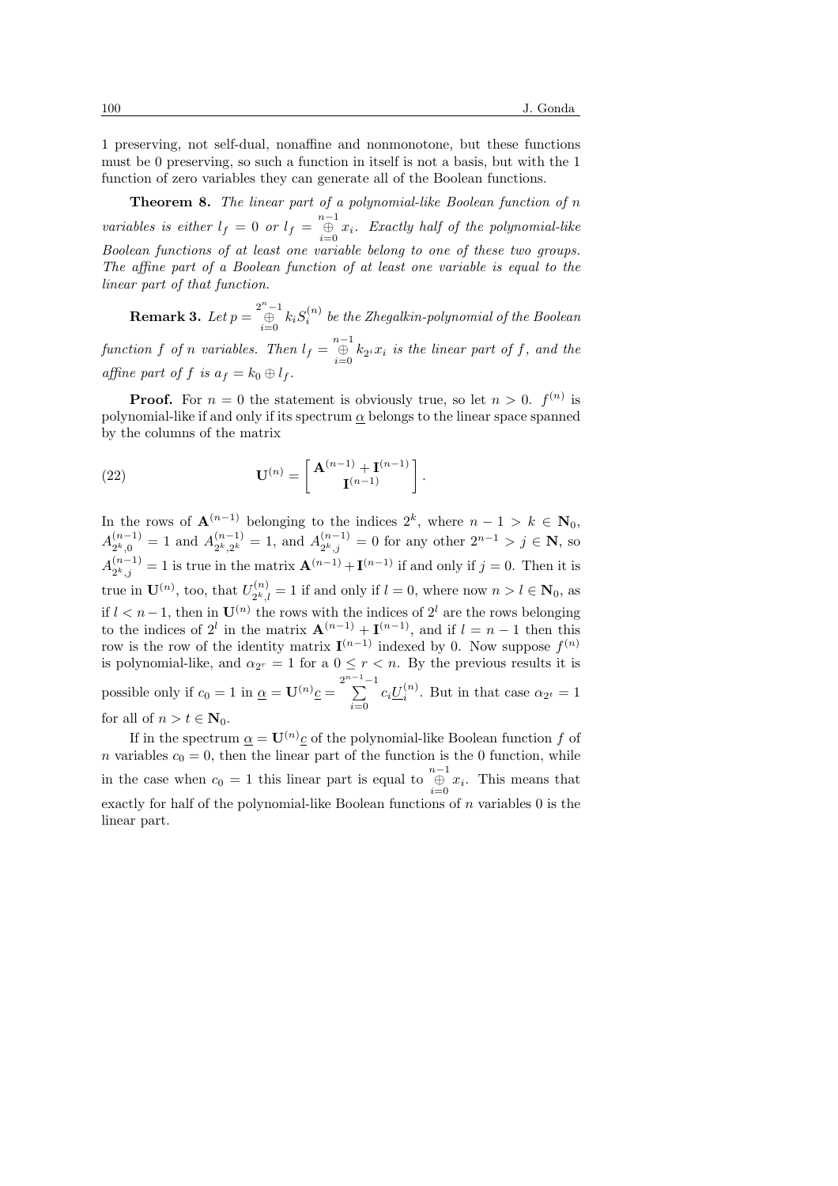1 preserving, not self-dual, nonaffine and nonmonotone, but these functions must be 0 preserving, so such a function in itself is not a basis, but with the 1 function of zero variables they can generate all of the Boolean functions.

**Theorem 8.** *The linear part of a polynomial-like Boolean function of $n$ variables is either $l_f = 0$ or $l_f = \bigoplus_{i=0}^{n-1} x_i$. Exactly half of the polynomial-like Boolean functions of at least one variable belong to one of these two groups. The affine part of a Boolean function of at least one variable is equal to the linear part of that function.*

**Remark 3.** *Let $p = \bigoplus_{i=0}^{2^n-1} k_i S_i^{(n)}$ be the Zhegalkin-polynomial of the Boolean function $f$ of $n$ variables. Then $l_f = \bigoplus_{i=0}^{n-1} k_{2^i} x_i$ is the linear part of $f$, and the affine part of $f$ is $a_f = k_0 \oplus l_f$.*

**Proof.** For $n = 0$ the statement is obviously true, so let $n > 0$. $f^{(n)}$ is polynomial-like if and only if its spectrum $\underline{\alpha}$ belongs to the linear space spanned by the columns of the matrix

$$\mathbf{U}^{(n)} = \begin{bmatrix} \mathbf{A}^{(n-1)} + \mathbf{I}^{(n-1)} \\ \mathbf{I}^{(n-1)} \end{bmatrix}. \tag{22}$$

In the rows of $\mathbf{A}^{(n-1)}$ belonging to the indices $2^k$, where $n-1 > k \in \mathbf{N}_0$, $A_{2^k,0}^{(n-1)} = 1$ and $A_{2^k,2^k}^{(n-1)} = 1$, and $A_{2^k,j}^{(n-1)} = 0$ for any other $2^{n-1} > j \in \mathbf{N}$, so $A_{2^k,j}^{(n-1)} = 1$ is true in the matrix $\mathbf{A}^{(n-1)} + \mathbf{I}^{(n-1)}$ if and only if $j = 0$. Then it is true in $\mathbf{U}^{(n)}$, too, that $U_{2^k,l}^{(n)} = 1$ if and only if $l = 0$, where now $n > l \in \mathbf{N}_0$, as if $l < n-1$, then in $\mathbf{U}^{(n)}$ the rows with the indices of $2^l$ are the rows belonging to the indices of $2^l$ in the matrix $\mathbf{A}^{(n-1)} + \mathbf{I}^{(n-1)}$, and if $l = n-1$ then this row is the row of the identity matrix $\mathbf{I}^{(n-1)}$ indexed by 0. Now suppose $f^{(n)}$ is polynomial-like, and $\alpha_{2^r} = 1$ for a $0 \le r < n$. By the previous results it is possible only if $c_0 = 1$ in $\underline{\alpha} = \mathbf{U}^{(n)}\underline{c} = \sum_{i=0}^{2^{n-1}-1} c_i \underline{U}_i^{(n)}$. But in that case $\alpha_{2^t} = 1$ for all of $n > t \in \mathbf{N}_0$.

If in the spectrum $\underline{\alpha} = \mathbf{U}^{(n)}\underline{c}$ of the polynomial-like Boolean function $f$ of $n$ variables $c_0 = 0$, then the linear part of the function is the 0 function, while in the case when $c_0 = 1$ this linear part is equal to $\bigoplus_{i=0}^{n-1} x_i$. This means that exactly for half of the polynomial-like Boolean functions of $n$ variables 0 is the linear part.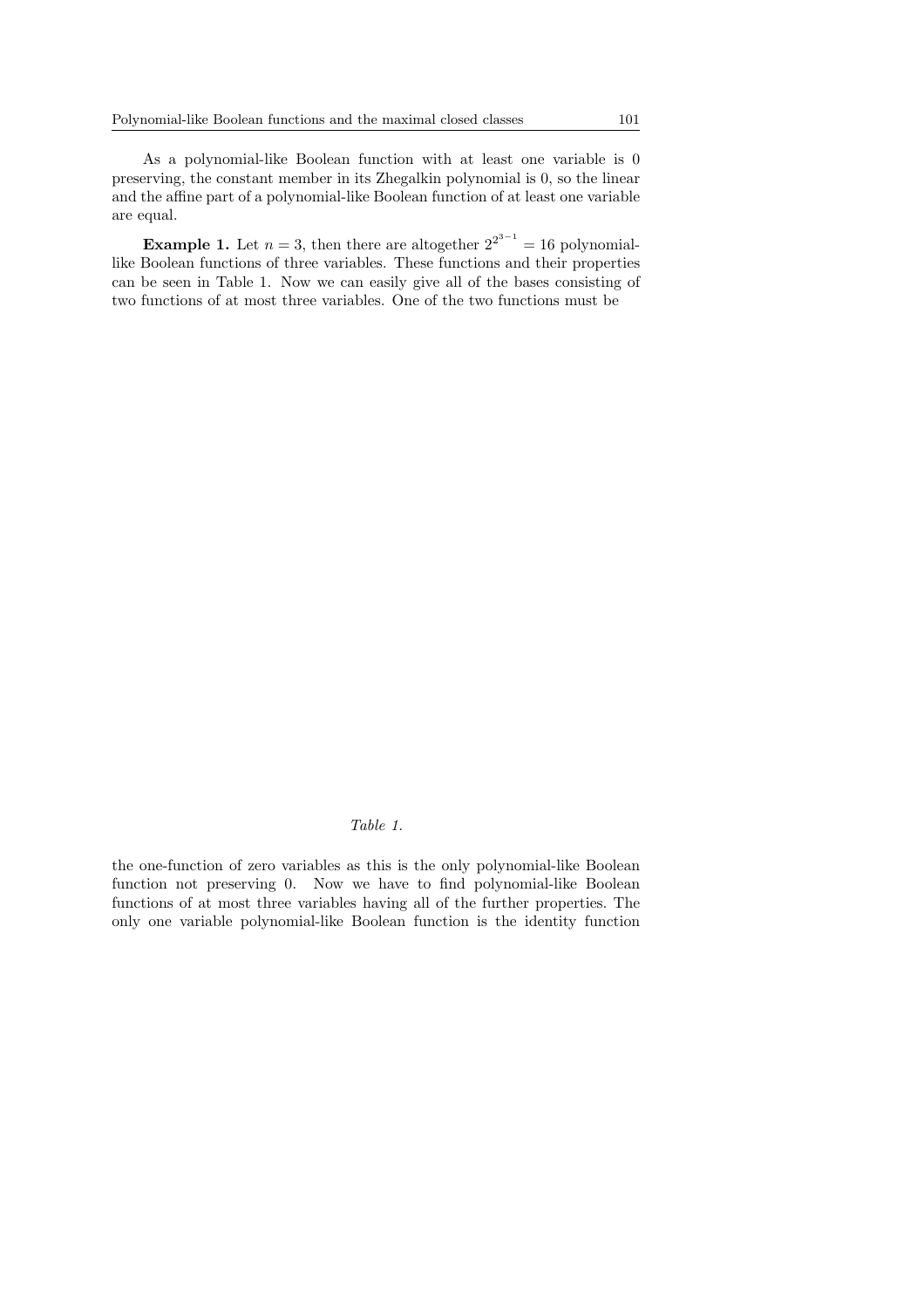As a polynomial-like Boolean function with at least one variable is 0 preserving, the constant member in its Zhegalkin polynomial is 0, so the linear and the affine part of a polynomial-like Boolean function of at least one variable are equal.

**Example 1.** Let $n = 3$, then there are altogether $2^{2^{3-1}} = 16$ polynomial-like Boolean functions of three variables. These functions and their properties can be seen in Table 1. Now we can easily give all of the bases consisting of two functions of at most three variables. One of the two functions must be

*Table 1.*

the one-function of zero variables as this is the only polynomial-like Boolean function not preserving 0. Now we have to find polynomial-like Boolean functions of at most three variables having all of the further properties. The only one variable polynomial-like Boolean function is the identity function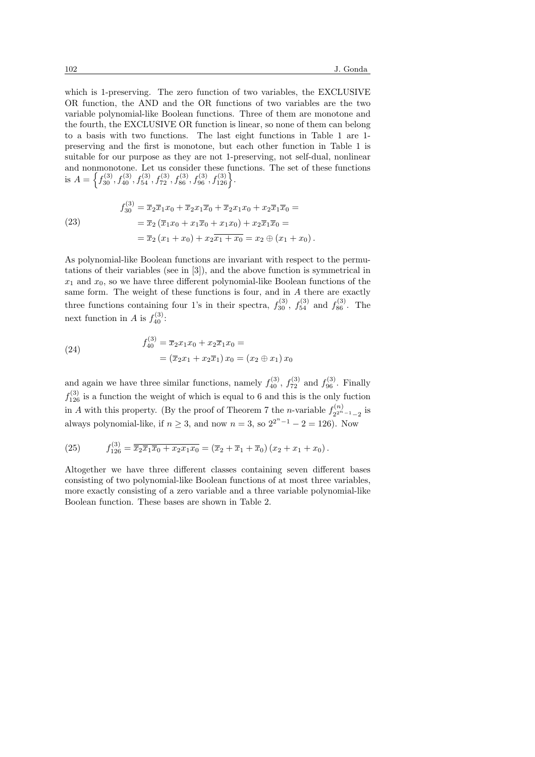which is 1-preserving. The zero function of two variables, the EXCLUSIVE OR function, the AND and the OR functions of two variables are the two variable polynomial-like Boolean functions. Three of them are monotone and the fourth, the EXCLUSIVE OR function is linear, so none of them can belong to a basis with two functions. The last eight functions in Table 1 are 1-preserving and the first is monotone, but each other function in Table 1 is suitable for our purpose as they are not 1-preserving, not self-dual, nonlinear and nonmonotone. Let us consider these functions. The set of these functions is $A = \left\{ f_{30}^{(3)}, f_{40}^{(3)}, f_{54}^{(3)}, f_{72}^{(3)}, f_{86}^{(3)}, f_{96}^{(3)}, f_{126}^{(3)} \right\}$.

$$
\begin{aligned}
f_{30}^{(3)} &= \overline{x}_2 \overline{x}_1 x_0 + \overline{x}_2 x_1 \overline{x}_0 + \overline{x}_2 x_1 x_0 + x_2 \overline{x}_1 \overline{x}_0 = \\
&= \overline{x}_2 \left( \overline{x}_1 x_0 + x_1 \overline{x}_0 + x_1 x_0 \right) + x_2 \overline{x}_1 \overline{x}_0 = \\
&= \overline{x}_2 \left( x_1 + x_0 \right) + x_2 \overline{x_1 + x_0} = x_2 \oplus \left( x_1 + x_0 \right).
\end{aligned} \tag{23}
$$

As polynomial-like Boolean functions are invariant with respect to the permutations of their variables (see in [3]), and the above function is symmetrical in $x_1$ and $x_0$, so we have three different polynomial-like Boolean functions of the same form. The weight of these functions is four, and in $A$ there are exactly three functions containing four 1's in their spectra, $f_{30}^{(3)}$, $f_{54}^{(3)}$ and $f_{86}^{(3)}$. The next function in $A$ is $f_{40}^{(3)}$:

$$
\begin{aligned}
f_{40}^{(3)} &= \overline{x}_2 x_1 x_0 + x_2 \overline{x}_1 x_0 = \\
&= \left( \overline{x}_2 x_1 + x_2 \overline{x}_1 \right) x_0 = \left( x_2 \oplus x_1 \right) x_0
\end{aligned} \tag{24}
$$

and again we have three similar functions, namely $f_{40}^{(3)}$, $f_{72}^{(3)}$ and $f_{96}^{(3)}$. Finally $f_{126}^{(3)}$ is a function the weight of which is equal to 6 and this is the only fuction in $A$ with this property. (By the proof of Theorem 7 the $n$-variable $f_{2^{2^n-1}-2}^{(n)}$ is always polynomial-like, if $n \geq 3$, and now $n = 3$, so $2^{2^n-1} - 2 = 126$). Now

$$
f_{126}^{(3)} = \overline{\overline{x}_2 \overline{x}_1 \overline{x}_0 + x_2 x_1 x_0} = \left( \overline{x}_2 + \overline{x}_1 + \overline{x}_0 \right) \left( x_2 + x_1 + x_0 \right). \tag{25}
$$

Altogether we have three different classes containing seven different bases consisting of two polynomial-like Boolean functions of at most three variables, more exactly consisting of a zero variable and a three variable polynomial-like Boolean function. These bases are shown in Table 2.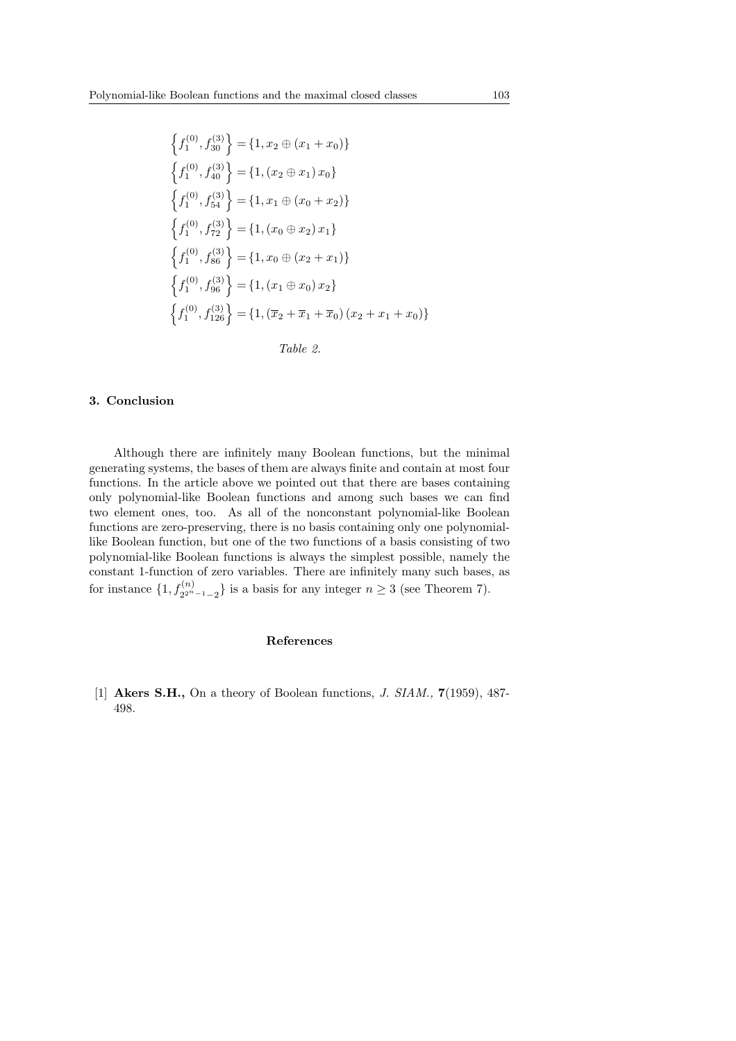$$\left\{f_1^{(0)}, f_{30}^{(3)}\right\} = \{1, x_2 \oplus (x_1 + x_0)\}$$

$$\left\{f_1^{(0)}, f_{40}^{(3)}\right\} = \{1, (x_2 \oplus x_1)\, x_0\}$$

$$\left\{f_1^{(0)}, f_{54}^{(3)}\right\} = \{1, x_1 \oplus (x_0 + x_2)\}$$

$$\left\{f_1^{(0)}, f_{72}^{(3)}\right\} = \{1, (x_0 \oplus x_2)\, x_1\}$$

$$\left\{f_1^{(0)}, f_{86}^{(3)}\right\} = \{1, x_0 \oplus (x_2 + x_1)\}$$

$$\left\{f_1^{(0)}, f_{96}^{(3)}\right\} = \{1, (x_1 \oplus x_0)\, x_2\}$$

$$\left\{f_1^{(0)}, f_{126}^{(3)}\right\} = \{1, (\overline{x}_2 + \overline{x}_1 + \overline{x}_0)\,(x_2 + x_1 + x_0)\}$$

*Table 2.*

## 3. Conclusion

Although there are infinitely many Boolean functions, but the minimal generating systems, the bases of them are always finite and contain at most four functions. In the article above we pointed out that there are bases containing only polynomial-like Boolean functions and among such bases we can find two element ones, too. As all of the nonconstant polynomial-like Boolean functions are zero-preserving, there is no basis containing only one polynomial-like Boolean function, but one of the two functions of a basis consisting of two polynomial-like Boolean functions is always the simplest possible, namely the constant 1-function of zero variables. There are infinitely many such bases, as for instance $\{1, f^{(n)}_{2^{2^n-1}-2}\}$ is a basis for any integer $n \geq 3$ (see Theorem 7).

## References

[1] **Akers S.H.,** On a theory of Boolean functions, *J. SIAM.,* **7**(1959), 487-498.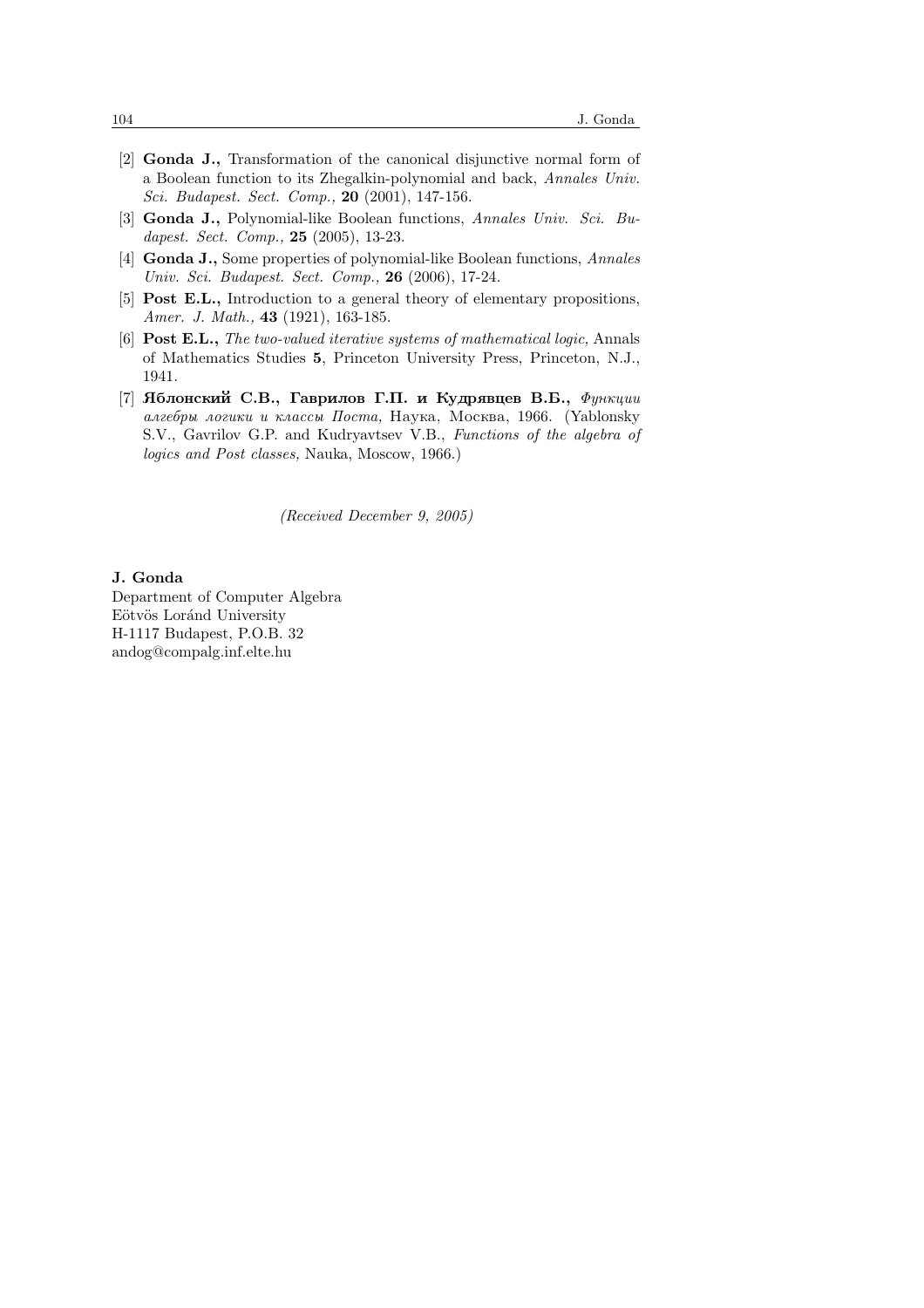[2] **Gonda J.,** Transformation of the canonical disjunctive normal form of a Boolean function to its Zhegalkin-polynomial and back, *Annales Univ. Sci. Budapest. Sect. Comp.,* **20** (2001), 147-156.

[3] **Gonda J.,** Polynomial-like Boolean functions, *Annales Univ. Sci. Budapest. Sect. Comp.,* **25** (2005), 13-23.

[4] **Gonda J.,** Some properties of polynomial-like Boolean functions, *Annales Univ. Sci. Budapest. Sect. Comp.,* **26** (2006), 17-24.

[5] **Post E.L.,** Introduction to a general theory of elementary propositions, *Amer. J. Math.,* **43** (1921), 163-185.

[6] **Post E.L.,** *The two-valued iterative systems of mathematical logic,* Annals of Mathematics Studies **5**, Princeton University Press, Princeton, N.J., 1941.

[7] **Яблонский С.В., Гаврилов Г.П. и Кудрявцев В.Б.,** *Функции алгебры логики и классы Поста,* Наука, Москва, 1966. (Yablonsky S.V., Gavrilov G.P. and Kudryavtsev V.B., *Functions of the algebra of logics and Post classes,* Nauka, Moscow, 1966.)

*(Received December 9, 2005)*

**J. Gonda**
Department of Computer Algebra
Eötvös Loránd University
H-1117 Budapest, P.O.B. 32
andog@compalg.inf.elte.hu